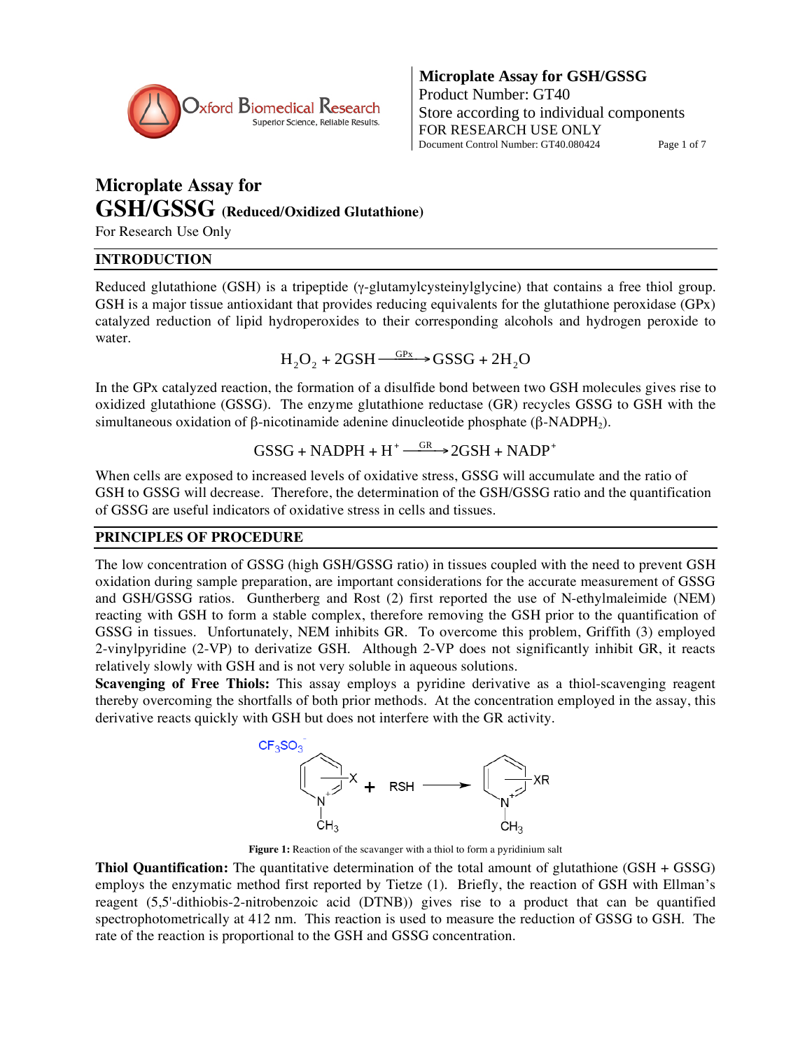# Microplate Assay for GSH/GSSG (Reduced/Oxidized Glutathione)

For Research Use Only

## INTRODUCTION

Reduced glutathione (GSH) is a tripeptide (γ-glutamylcysteinylglycine) that contains a free thiol group. GSH is a major tissue antioxidant that provides reducing equivalents for the glutathione peroxidase (GPx) catalyzed reduction of lipid hydroperoxides to their corresponding alcohols and hydrogen peroxide to water.

$$H_2O_2 + 2GSH \xrightarrow{GPx} GSSG + 2H_2O$$

In the GPx catalyzed reaction, the formation of a disulfide bond between two GSH molecules gives rise to oxidized glutathione (GSSG). The enzyme glutathione reductase (GR) recycles GSSG to GSH with the simultaneous oxidation of β-nicotinamide adenine dinucleotide phosphate (β-$NADPH_2$).

$$GSSG + NADPH + H^+ \xrightarrow{GR} 2GSH + NADP^+$$

When cells are exposed to increased levels of oxidative stress, GSSG will accumulate and the ratio of GSH to GSSG will decrease. Therefore, the determination of the GSH/GSSG ratio and the quantification of GSSG are useful indicators of oxidative stress in cells and tissues.

## PRINCIPLES OF PROCEDURE

The low concentration of GSSG (high GSH/GSSG ratio) in tissues coupled with the need to prevent GSH oxidation during sample preparation, are important considerations for the accurate measurement of GSSG and GSH/GSSG ratios. Guntherberg and Rost (2) first reported the use of N-ethylmaleimide (NEM) reacting with GSH to form a stable complex, therefore removing the GSH prior to the quantification of GSSG in tissues. Unfortunately, NEM inhibits GR. To overcome this problem, Griffith (3) employed 2-vinylpyridine (2-VP) to derivatize GSH. Although 2-VP does not significantly inhibit GR, it reacts relatively slowly with GSH and is not very soluble in aqueous solutions.

**Scavenging of Free Thiols:** This assay employs a pyridine derivative as a thiol-scavenging reagent thereby overcoming the shortfalls of both prior methods. At the concentration employed in the assay, this derivative reacts quickly with GSH but does not interfere with the GR activity.

**Figure 1:** Reaction of the scavanger with a thiol to form a pyridinium salt

**Thiol Quantification:** The quantitative determination of the total amount of glutathione (GSH + GSSG) employs the enzymatic method first reported by Tietze (1). Briefly, the reaction of GSH with Ellman's reagent (5,5'-dithiobis-2-nitrobenzoic acid (DTNB)) gives rise to a product that can be quantified spectrophotometrically at 412 nm. This reaction is used to measure the reduction of GSSG to GSH. The rate of the reaction is proportional to the GSH and GSSG concentration.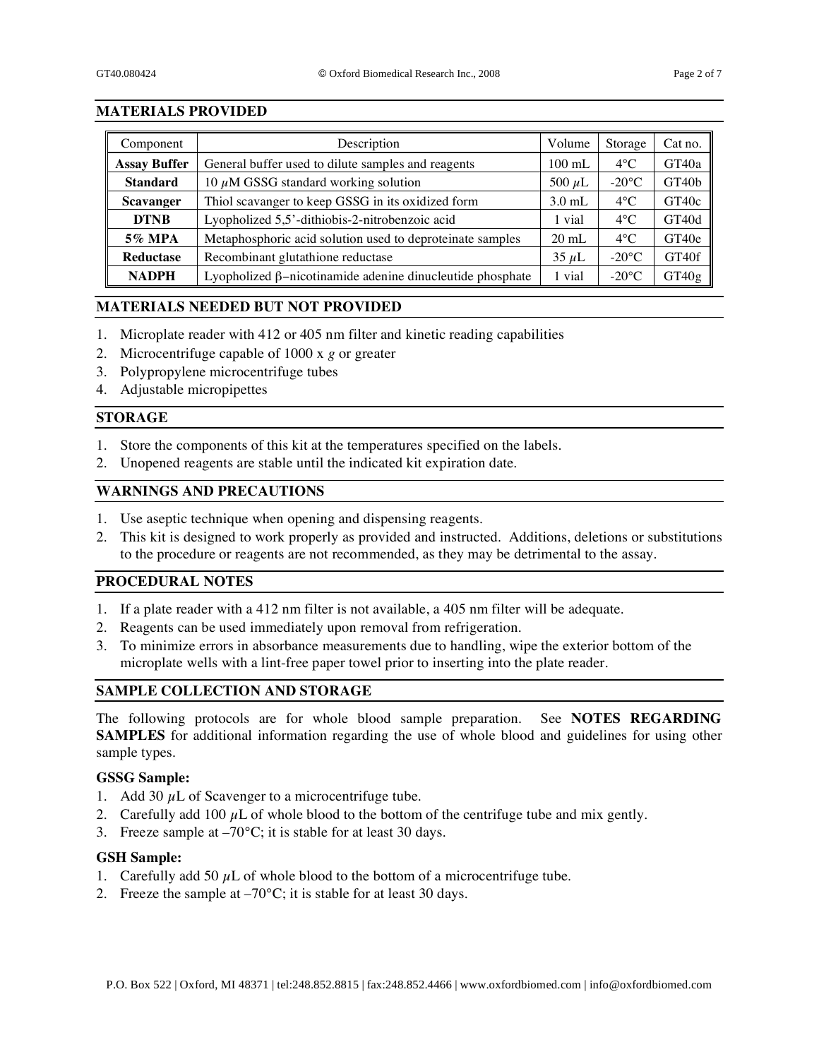## MATERIALS PROVIDED

| Component | Description | Volume | Storage | Cat no. |
|---|---|---|---|---|
| **Assay Buffer** | General buffer used to dilute samples and reagents | 100 mL | 4°C | GT40a |
| **Standard** | 10 $\mu$M GSSG standard working solution | 500 $\mu$L | -20°C | GT40b |
| **Scavanger** | Thiol scavanger to keep GSSG in its oxidized form | 3.0 mL | 4°C | GT40c |
| **DTNB** | Lyopholized 5,5'-dithiobis-2-nitrobenzoic acid | 1 vial | 4°C | GT40d |
| **5% MPA** | Metaphosphoric acid solution used to deproteinate samples | 20 mL | 4°C | GT40e |
| **Reductase** | Recombinant glutathione reductase | 35 $\mu$L | -20°C | GT40f |
| **NADPH** | Lyophilized β−nicotinamide adenine dinucleutide phosphate | 1 vial | -20°C | GT40g |

## MATERIALS NEEDED BUT NOT PROVIDED

1. Microplate reader with 412 or 405 nm filter and kinetic reading capabilities
2. Microcentrifuge capable of 1000 x *g* or greater
3. Polypropylene microcentrifuge tubes
4. Adjustable micropipettes

## STORAGE

1. Store the components of this kit at the temperatures specified on the labels.
2. Unopened reagents are stable until the indicated kit expiration date.

## WARNINGS AND PRECAUTIONS

1. Use aseptic technique when opening and dispensing reagents.
2. This kit is designed to work properly as provided and instructed. Additions, deletions or substitutions to the procedure or reagents are not recommended, as they may be detrimental to the assay.

## PROCEDURAL NOTES

1. If a plate reader with a 412 nm filter is not available, a 405 nm filter will be adequate.
2. Reagents can be used immediately upon removal from refrigeration.
3. To minimize errors in absorbance measurements due to handling, wipe the exterior bottom of the microplate wells with a lint-free paper towel prior to inserting into the plate reader.

## SAMPLE COLLECTION AND STORAGE

The following protocols are for whole blood sample preparation. See **NOTES REGARDING SAMPLES** for additional information regarding the use of whole blood and guidelines for using other sample types.

### GSSG Sample:

1. Add 30 $\mu$L of Scavenger to a microcentrifuge tube.
2. Carefully add 100 $\mu$L of whole blood to the bottom of the centrifuge tube and mix gently.
3. Freeze sample at –70°C; it is stable for at least 30 days.

### GSH Sample:

1. Carefully add 50 $\mu$L of whole blood to the bottom of a microcentrifuge tube.
2. Freeze the sample at –70°C; it is stable for at least 30 days.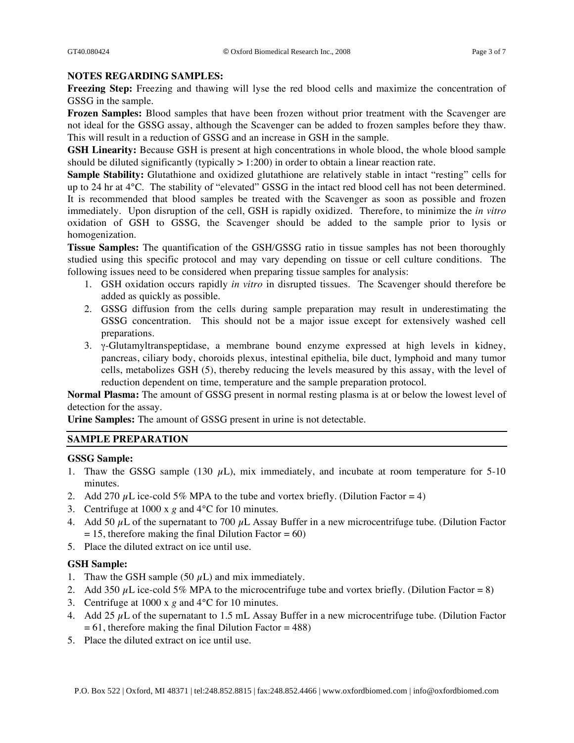**NOTES REGARDING SAMPLES:**

**Freezing Step:** Freezing and thawing will lyse the red blood cells and maximize the concentration of GSSG in the sample.

**Frozen Samples:** Blood samples that have been frozen without prior treatment with the Scavenger are not ideal for the GSSG assay, although the Scavenger can be added to frozen samples before they thaw. This will result in a reduction of GSSG and an increase in GSH in the sample.

**GSH Linearity:** Because GSH is present at high concentrations in whole blood, the whole blood sample should be diluted significantly (typically > 1:200) in order to obtain a linear reaction rate.

**Sample Stability:** Glutathione and oxidized glutathione are relatively stable in intact "resting" cells for up to 24 hr at 4°C. The stability of "elevated" GSSG in the intact red blood cell has not been determined. It is recommended that blood samples be treated with the Scavenger as soon as possible and frozen immediately. Upon disruption of the cell, GSH is rapidly oxidized. Therefore, to minimize the *in vitro* oxidation of GSH to GSSG, the Scavenger should be added to the sample prior to lysis or homogenization.

**Tissue Samples:** The quantification of the GSH/GSSG ratio in tissue samples has not been thoroughly studied using this specific protocol and may vary depending on tissue or cell culture conditions. The following issues need to be considered when preparing tissue samples for analysis:

1. GSH oxidation occurs rapidly *in vitro* in disrupted tissues. The Scavenger should therefore be added as quickly as possible.
2. GSSG diffusion from the cells during sample preparation may result in underestimating the GSSG concentration. This should not be a major issue except for extensively washed cell preparations.
3. γ-Glutamyltranspeptidase, a membrane bound enzyme expressed at high levels in kidney, pancreas, ciliary body, choroids plexus, intestinal epithelia, bile duct, lymphoid and many tumor cells, metabolizes GSH (5), thereby reducing the levels measured by this assay, with the level of reduction dependent on time, temperature and the sample preparation protocol.

**Normal Plasma:** The amount of GSSG present in normal resting plasma is at or below the lowest level of detection for the assay.

**Urine Samples:** The amount of GSSG present in urine is not detectable.

## SAMPLE PREPARATION

### GSSG Sample:

1. Thaw the GSSG sample (130 μL), mix immediately, and incubate at room temperature for 5-10 minutes.
2. Add 270 μL ice-cold 5% MPA to the tube and vortex briefly. (Dilution Factor = 4)
3. Centrifuge at 1000 x *g* and 4°C for 10 minutes.
4. Add 50 μL of the supernatant to 700 μL Assay Buffer in a new microcentrifuge tube. (Dilution Factor = 15, therefore making the final Dilution Factor = 60)
5. Place the diluted extract on ice until use.

### GSH Sample:

1. Thaw the GSH sample (50 μL) and mix immediately.
2. Add 350 μL ice-cold 5% MPA to the microcentrifuge tube and vortex briefly. (Dilution Factor = 8)
3. Centrifuge at 1000 x *g* and 4°C for 10 minutes.
4. Add 25 μL of the supernatant to 1.5 mL Assay Buffer in a new microcentrifuge tube. (Dilution Factor = 61, therefore making the final Dilution Factor = 488)
5. Place the diluted extract on ice until use.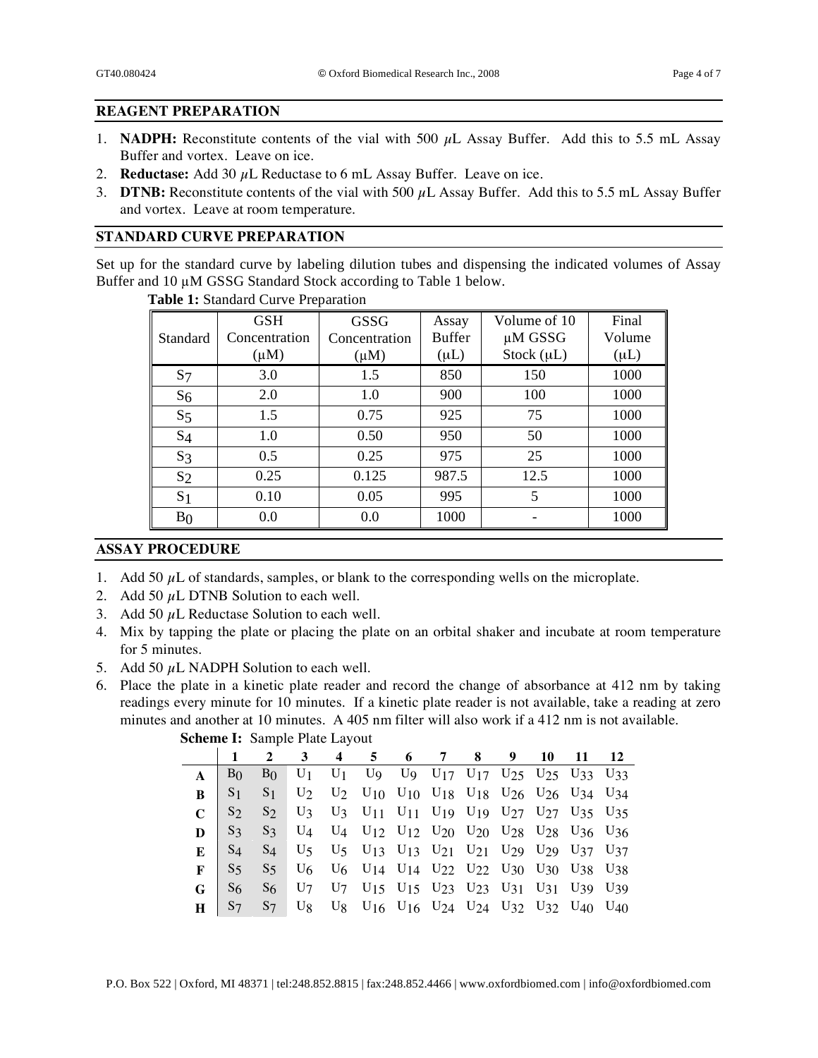## REAGENT PREPARATION

1. **NADPH:** Reconstitute contents of the vial with 500 μL Assay Buffer. Add this to 5.5 mL Assay Buffer and vortex. Leave on ice.
2. **Reductase:** Add 30 μL Reductase to 6 mL Assay Buffer. Leave on ice.
3. **DTNB:** Reconstitute contents of the vial with 500 μL Assay Buffer. Add this to 5.5 mL Assay Buffer and vortex. Leave at room temperature.

## STANDARD CURVE PREPARATION

Set up for the standard curve by labeling dilution tubes and dispensing the indicated volumes of Assay Buffer and 10 μM GSSG Standard Stock according to Table 1 below.

**Table 1:** Standard Curve Preparation

| Standard | GSH Concentration (μM) | GSSG Concentration (μM) | Assay Buffer (μL) | Volume of 10 μM GSSG Stock (μL) | Final Volume (μL) |
|---|---|---|---|---|---|
| $S_7$ | 3.0 | 1.5 | 850 | 150 | 1000 |
| $S_6$ | 2.0 | 1.0 | 900 | 100 | 1000 |
| $S_5$ | 1.5 | 0.75 | 925 | 75 | 1000 |
| $S_4$ | 1.0 | 0.50 | 950 | 50 | 1000 |
| $S_3$ | 0.5 | 0.25 | 975 | 25 | 1000 |
| $S_2$ | 0.25 | 0.125 | 987.5 | 12.5 | 1000 |
| $S_1$ | 0.10 | 0.05 | 995 | 5 | 1000 |
| $B_0$ | 0.0 | 0.0 | 1000 | - | 1000 |

## ASSAY PROCEDURE

1. Add 50 μL of standards, samples, or blank to the corresponding wells on the microplate.
2. Add 50 μL DTNB Solution to each well.
3. Add 50 μL Reductase Solution to each well.
4. Mix by tapping the plate or placing the plate on an orbital shaker and incubate at room temperature for 5 minutes.
5. Add 50 μL NADPH Solution to each well.
6. Place the plate in a kinetic plate reader and record the change of absorbance at 412 nm by taking readings every minute for 10 minutes. If a kinetic plate reader is not available, take a reading at zero minutes and another at 10 minutes. A 405 nm filter will also work if a 412 nm is not available.

**Scheme I:** Sample Plate Layout

| | 1 | 2 | 3 | 4 | 5 | 6 | 7 | 8 | 9 | 10 | 11 | 12 |
|---|---|---|---|---|---|---|---|---|---|---|---|---|
| **A** | $B_0$ | $B_0$ | $U_1$ | $U_1$ | $U_9$ | $U_9$ | $U_{17}$ | $U_{17}$ | $U_{25}$ | $U_{25}$ | $U_{33}$ | $U_{33}$ |
| **B** | $S_1$ | $S_1$ | $U_2$ | $U_2$ | $U_{10}$ | $U_{10}$ | $U_{18}$ | $U_{18}$ | $U_{26}$ | $U_{26}$ | $U_{34}$ | $U_{34}$ |
| **C** | $S_2$ | $S_2$ | $U_3$ | $U_3$ | $U_{11}$ | $U_{11}$ | $U_{19}$ | $U_{19}$ | $U_{27}$ | $U_{27}$ | $U_{35}$ | $U_{35}$ |
| **D** | $S_3$ | $S_3$ | $U_4$ | $U_4$ | $U_{12}$ | $U_{12}$ | $U_{20}$ | $U_{20}$ | $U_{28}$ | $U_{28}$ | $U_{36}$ | $U_{36}$ |
| **E** | $S_4$ | $S_4$ | $U_5$ | $U_5$ | $U_{13}$ | $U_{13}$ | $U_{21}$ | $U_{21}$ | $U_{29}$ | $U_{29}$ | $U_{37}$ | $U_{37}$ |
| **F** | $S_5$ | $S_5$ | $U_6$ | $U_6$ | $U_{14}$ | $U_{14}$ | $U_{22}$ | $U_{22}$ | $U_{30}$ | $U_{30}$ | $U_{38}$ | $U_{38}$ |
| **G** | $S_6$ | $S_6$ | $U_7$ | $U_7$ | $U_{15}$ | $U_{15}$ | $U_{23}$ | $U_{23}$ | $U_{31}$ | $U_{31}$ | $U_{39}$ | $U_{39}$ |
| **H** | $S_7$ | $S_7$ | $U_8$ | $U_8$ | $U_{16}$ | $U_{16}$ | $U_{24}$ | $U_{24}$ | $U_{32}$ | $U_{32}$ | $U_{40}$ | $U_{40}$ |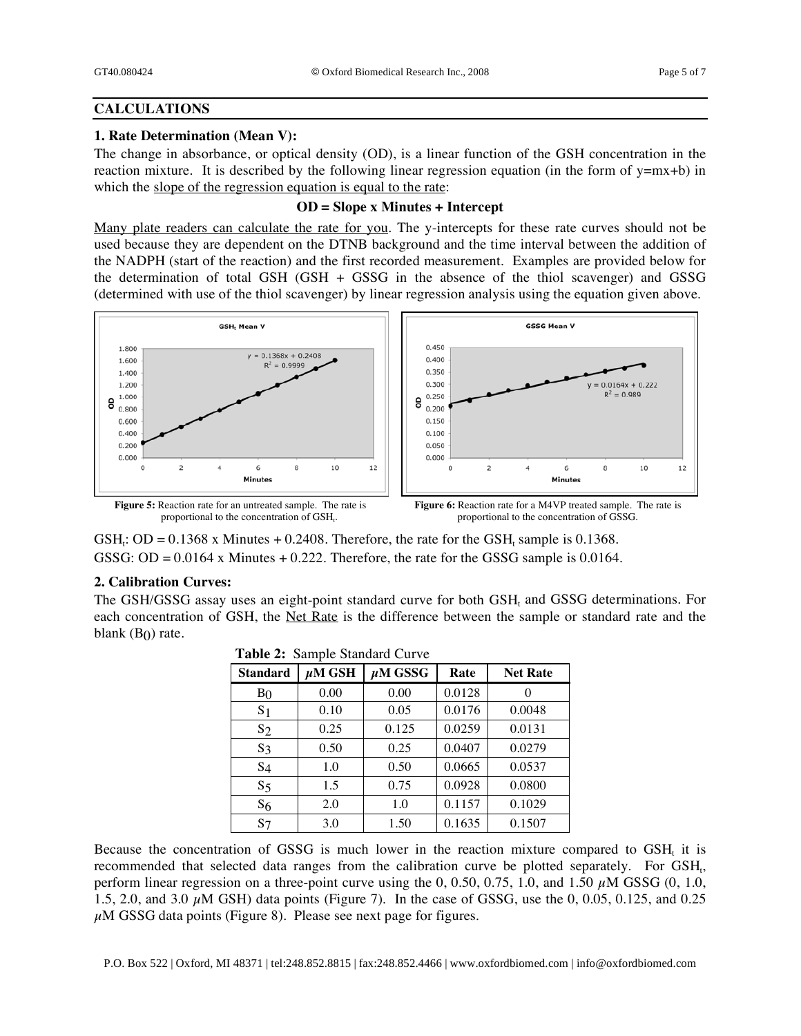## CALCULATIONS

### 1. Rate Determination (Mean V):

The change in absorbance, or optical density (OD), is a linear function of the GSH concentration in the reaction mixture. It is described by the following linear regression equation (in the form of y=mx+b) in which the slope of the regression equation is equal to the rate:

**OD = Slope x Minutes + Intercept**

Many plate readers can calculate the rate for you. The y-intercepts for these rate curves should not be used because they are dependent on the DTNB background and the time interval between the addition of the NADPH (start of the reaction) and the first recorded measurement. Examples are provided below for the determination of total GSH (GSH + GSSG in the absence of the thiol scavenger) and GSSG (determined with use of the thiol scavenger) by linear regression analysis using the equation given above.

**Figure 5:** Reaction rate for an untreated sample. The rate is proportional to the concentration of $GSH_t$.

**Figure 6:** Reaction rate for a M4VP treated sample. The rate is proportional to the concentration of GSSG.

$GSH_t$: OD = 0.1368 x Minutes + 0.2408. Therefore, the rate for the $GSH_t$ sample is 0.1368.

GSSG: OD = 0.0164 x Minutes + 0.222. Therefore, the rate for the GSSG sample is 0.0164.

### 2. Calibration Curves:

The GSH/GSSG assay uses an eight-point standard curve for both $GSH_t$ and GSSG determinations. For each concentration of GSH, the Net Rate is the difference between the sample or standard rate and the blank ($B_0$) rate.

**Table 2:** Sample Standard Curve

| Standard | µM GSH | µM GSSG | Rate | Net Rate |
|---|---|---|---|---|
| $B_0$ | 0.00 | 0.00 | 0.0128 | 0 |
| $S_1$ | 0.10 | 0.05 | 0.0176 | 0.0048 |
| $S_2$ | 0.25 | 0.125 | 0.0259 | 0.0131 |
| $S_3$ | 0.50 | 0.25 | 0.0407 | 0.0279 |
| $S_4$ | 1.0 | 0.50 | 0.0665 | 0.0537 |
| $S_5$ | 1.5 | 0.75 | 0.0928 | 0.0800 |
| $S_6$ | 2.0 | 1.0 | 0.1157 | 0.1029 |
| $S_7$ | 3.0 | 1.50 | 0.1635 | 0.1507 |

Because the concentration of GSSG is much lower in the reaction mixture compared to $GSH_t$ it is recommended that selected data ranges from the calibration curve be plotted separately. For $GSH_t$, perform linear regression on a three-point curve using the 0, 0.50, 0.75, 1.0, and 1.50 µM GSSG (0, 1.0, 1.5, 2.0, and 3.0 µM GSH) data points (Figure 7). In the case of GSSG, use the 0, 0.05, 0.125, and 0.25 µM GSSG data points (Figure 8). Please see next page for figures.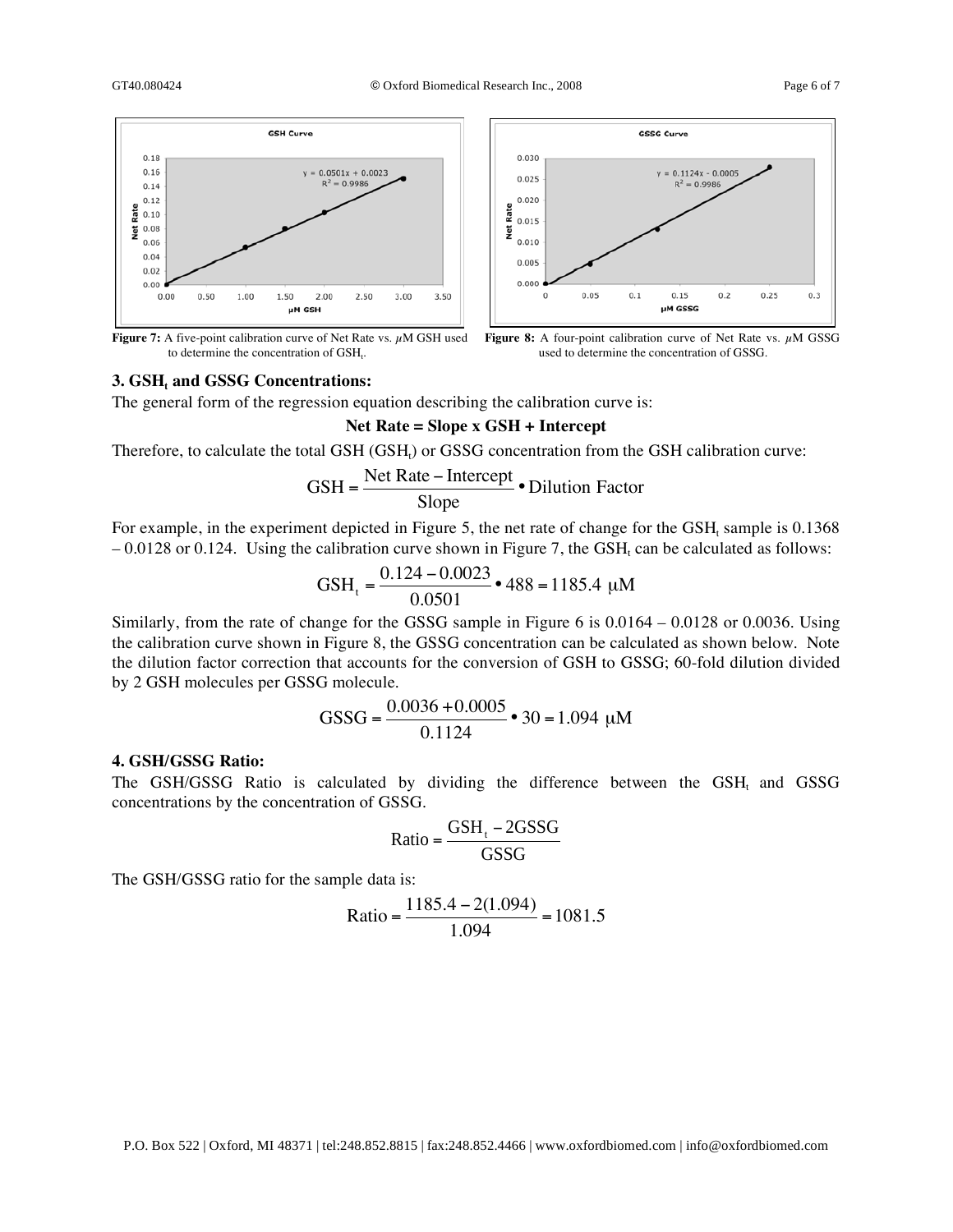**Figure 7:** A five-point calibration curve of Net Rate vs. $\mu$M GSH used to determine the concentration of $GSH_t$.

**Figure 8:** A four-point calibration curve of Net Rate vs. $\mu$M GSSG used to determine the concentration of GSSG.

### 3. $GSH_t$ and GSSG Concentrations:

The general form of the regression equation describing the calibration curve is:

**Net Rate = Slope x GSH + Intercept**

Therefore, to calculate the total GSH ($GSH_t$) or GSSG concentration from the GSH calibration curve:

$$\text{GSH} = \frac{\text{Net Rate} - \text{Intercept}}{\text{Slope}} \bullet \text{Dilution Factor}$$

For example, in the experiment depicted in Figure 5, the net rate of change for the $GSH_t$ sample is 0.1368 – 0.0128 or 0.124. Using the calibration curve shown in Figure 7, the $GSH_t$ can be calculated as follows:

$$\text{GSH}_t = \frac{0.124 - 0.0023}{0.0501} \bullet 488 = 1185.4\ \mu\text{M}$$

Similarly, from the rate of change for the GSSG sample in Figure 6 is 0.0164 – 0.0128 or 0.0036. Using the calibration curve shown in Figure 8, the GSSG concentration can be calculated as shown below. Note the dilution factor correction that accounts for the conversion of GSH to GSSG; 60-fold dilution divided by 2 GSH molecules per GSSG molecule.

$$\text{GSSG} = \frac{0.0036 + 0.0005}{0.1124} \bullet 30 = 1.094\ \mu\text{M}$$

### 4. GSH/GSSG Ratio:

The GSH/GSSG Ratio is calculated by dividing the difference between the $GSH_t$ and GSSG concentrations by the concentration of GSSG.

$$\text{Ratio} = \frac{\text{GSH}_t - 2\text{GSSG}}{\text{GSSG}}$$

The GSH/GSSG ratio for the sample data is:

$$\text{Ratio} = \frac{1185.4 - 2(1.094)}{1.094} = 1081.5$$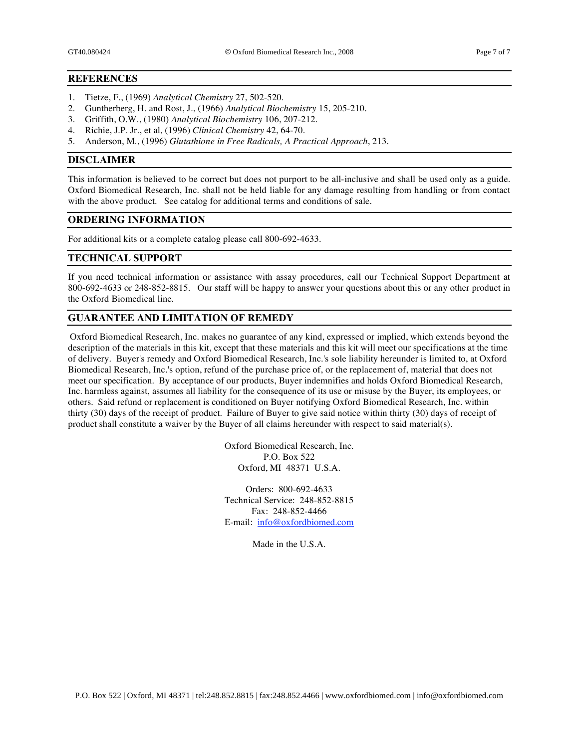## REFERENCES

1. Tietze, F., (1969) *Analytical Chemistry* 27, 502-520.
2. Guntherberg, H. and Rost, J., (1966) *Analytical Biochemistry* 15, 205-210.
3. Griffith, O.W., (1980) *Analytical Biochemistry* 106, 207-212.
4. Richie, J.P. Jr., et al, (1996) *Clinical Chemistry* 42, 64-70.
5. Anderson, M., (1996) *Glutathione in Free Radicals, A Practical Approach*, 213.

## DISCLAIMER

This information is believed to be correct but does not purport to be all-inclusive and shall be used only as a guide. Oxford Biomedical Research, Inc. shall not be held liable for any damage resulting from handling or from contact with the above product. See catalog for additional terms and conditions of sale.

## ORDERING INFORMATION

For additional kits or a complete catalog please call 800-692-4633.

## TECHNICAL SUPPORT

If you need technical information or assistance with assay procedures, call our Technical Support Department at 800-692-4633 or 248-852-8815. Our staff will be happy to answer your questions about this or any other product in the Oxford Biomedical line.

## GUARANTEE AND LIMITATION OF REMEDY

Oxford Biomedical Research, Inc. makes no guarantee of any kind, expressed or implied, which extends beyond the description of the materials in this kit, except that these materials and this kit will meet our specifications at the time of delivery. Buyer's remedy and Oxford Biomedical Research, Inc.'s sole liability hereunder is limited to, at Oxford Biomedical Research, Inc.'s option, refund of the purchase price of, or the replacement of, material that does not meet our specification. By acceptance of our products, Buyer indemnifies and holds Oxford Biomedical Research, Inc. harmless against, assumes all liability for the consequence of its use or misuse by the Buyer, its employees, or others. Said refund or replacement is conditioned on Buyer notifying Oxford Biomedical Research, Inc. within thirty (30) days of the receipt of product. Failure of Buyer to give said notice within thirty (30) days of receipt of product shall constitute a waiver by the Buyer of all claims hereunder with respect to said material(s).

Oxford Biomedical Research, Inc.
P.O. Box 522
Oxford, MI 48371 U.S.A.

Orders: 800-692-4633
Technical Service: 248-852-8815
Fax: 248-852-4466
E-mail: info@oxfordbiomed.com

Made in the U.S.A.